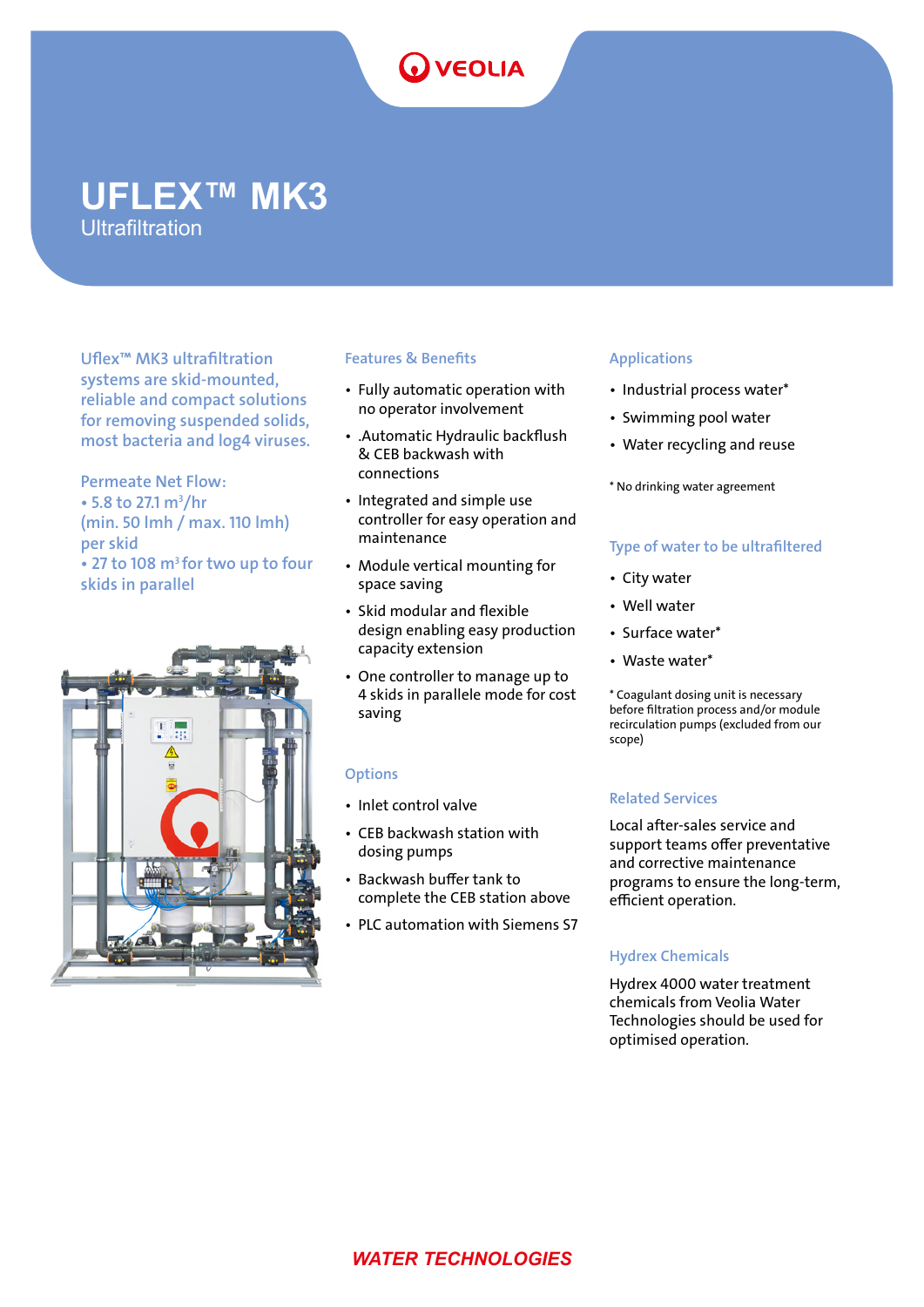# UFLEX™ MK3

## Ultrafiltration

Uflex™ MK3 ultrafiltration systems are skid-mounted, reliable and compact solutions for removing suspended solids, most bacteria and log4 viruses.

**Permeate Net Flow:**

- 5.8 to 27.1 $m^3$/hr (min. 50 lmh / max. 110 lmh) per skid
- 27 to 108 $m^3$ for two up to four skids in parallel

### Features & Benefits

- Fully automatic operation with no operator involvement
- .Automatic Hydraulic backflush & CEB backwash with connections
- Integrated and simple use controller for easy operation and maintenance
- Module vertical mounting for space saving
- Skid modular and flexible design enabling easy production capacity extension
- One controller to manage up to 4 skids in parallele mode for cost saving

### Options

- Inlet control valve
- CEB backwash station with dosing pumps
- Backwash buffer tank to complete the CEB station above
- PLC automation with Siemens S7

### Applications

- Industrial process water*
- Swimming pool water
- Water recycling and reuse

\* No drinking water agreement

### Type of water to be ultrafiltered

- City water
- Well water
- Surface water*
- Waste water*

\* Coagulant dosing unit is necessary before filtration process and/or module recirculation pumps (excluded from our scope)

### Related Services

Local after-sales service and support teams offer preventative and corrective maintenance programs to ensure the long-term, efficient operation.

### Hydrex Chemicals

Hydrex 4000 water treatment chemicals from Veolia Water Technologies should be used for optimised operation.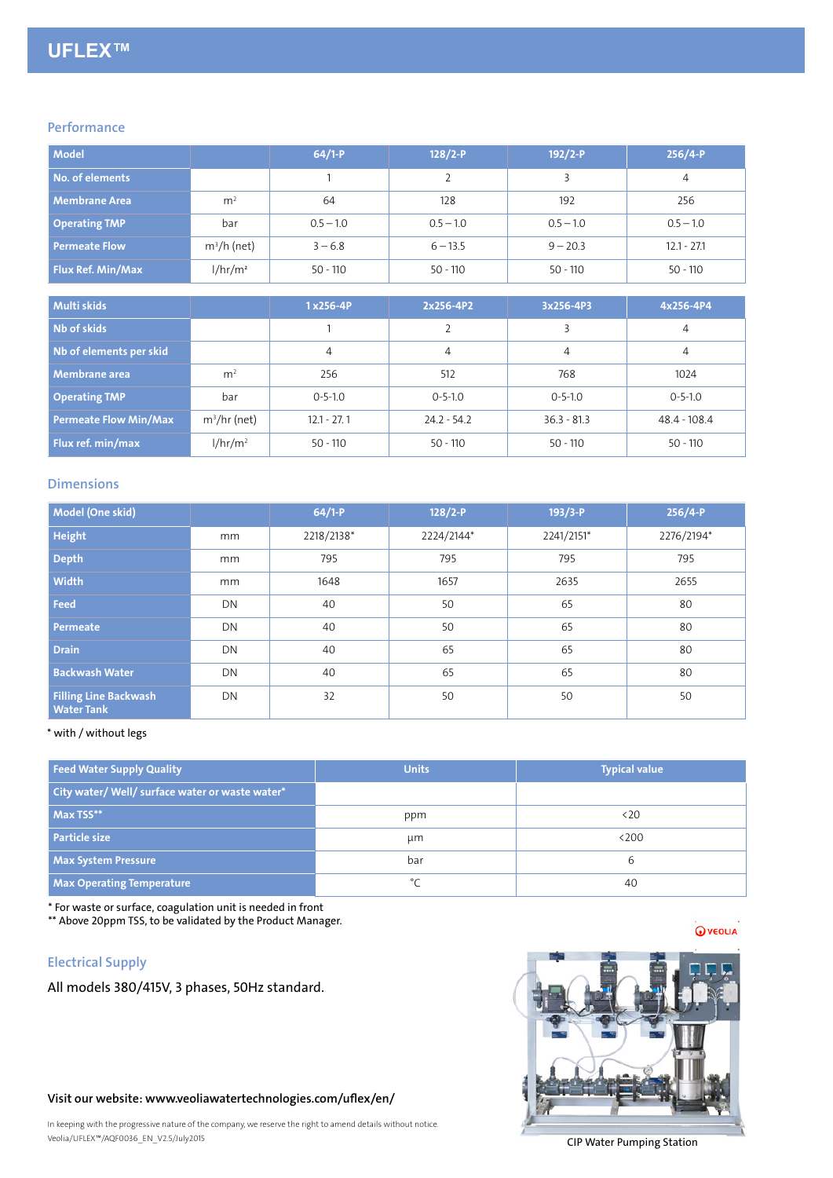# UFLEX™

## Performance

| Model | | 64/1-P | 128/2-P | 192/2-P | 256/4-P |
|---|---|---|---|---|---|
| No. of elements | | 1 | 2 | 3 | 4 |
| Membrane Area | m² | 64 | 128 | 192 | 256 |
| Operating TMP | bar | 0.5 – 1.0 | 0.5 – 1.0 | 0.5 – 1.0 | 0.5 – 1.0 |
| Permeate Flow | m³/h (net) | 3 – 6.8 | 6 – 13.5 | 9 – 20.3 | 12.1 - 27.1 |
| Flux Ref. Min/Max | l/hr/m² | 50 - 110 | 50 - 110 | 50 - 110 | 50 - 110 |

| Multi skids | | 1 x256-4P | 2x256-4P2 | 3x256-4P3 | 4x256-4P4 |
|---|---|---|---|---|---|
| Nb of skids | | 1 | 2 | 3 | 4 |
| Nb of elements per skid | | 4 | 4 | 4 | 4 |
| Membrane area | m² | 256 | 512 | 768 | 1024 |
| Operating TMP | bar | 0-5-1.0 | 0-5-1.0 | 0-5-1.0 | 0-5-1.0 |
| Permeate Flow Min/Max | m³/hr (net) | 12.1 - 27.1 | 24.2 - 54.2 | 36.3 - 81.3 | 48.4 - 108.4 |
| Flux ref. min/max | l/hr/m² | 50 - 110 | 50 - 110 | 50 - 110 | 50 - 110 |

## Dimensions

| Model (One skid) | | 64/1-P | 128/2-P | 193/3-P | 256/4-P |
|---|---|---|---|---|---|
| Height | mm | 2218/2138* | 2224/2144* | 2241/2151* | 2276/2194* |
| Depth | mm | 795 | 795 | 795 | 795 |
| Width | mm | 1648 | 1657 | 2635 | 2655 |
| Feed | DN | 40 | 50 | 65 | 80 |
| Permeate | DN | 40 | 50 | 65 | 80 |
| Drain | DN | 40 | 65 | 65 | 80 |
| Backwash Water | DN | 40 | 65 | 65 | 80 |
| Filling Line Backwash Water Tank | DN | 32 | 50 | 50 | 50 |

* with / without legs

| Feed Water Supply Quality | Units | Typical value |
|---|---|---|
| City water/ Well/ surface water or waste water* | | |
| Max TSS** | ppm | <20 |
| Particle size | µm | <200 |
| Max System Pressure | bar | 6 |
| Max Operating Temperature | °C | 40 |

* For waste or surface, coagulation unit is needed in front
** Above 20ppm TSS, to be validated by the Product Manager.

## Electrical Supply

All models 380/415V, 3 phases, 50Hz standard.

CIP Water Pumping Station

**Visit our website: www.veoliawatertechnologies.com/uflex/en/**

In keeping with the progressive nature of the company, we reserve the right to amend details without notice.
Veolia/UFLEX™/AQF0036_EN_V2.5/July2015